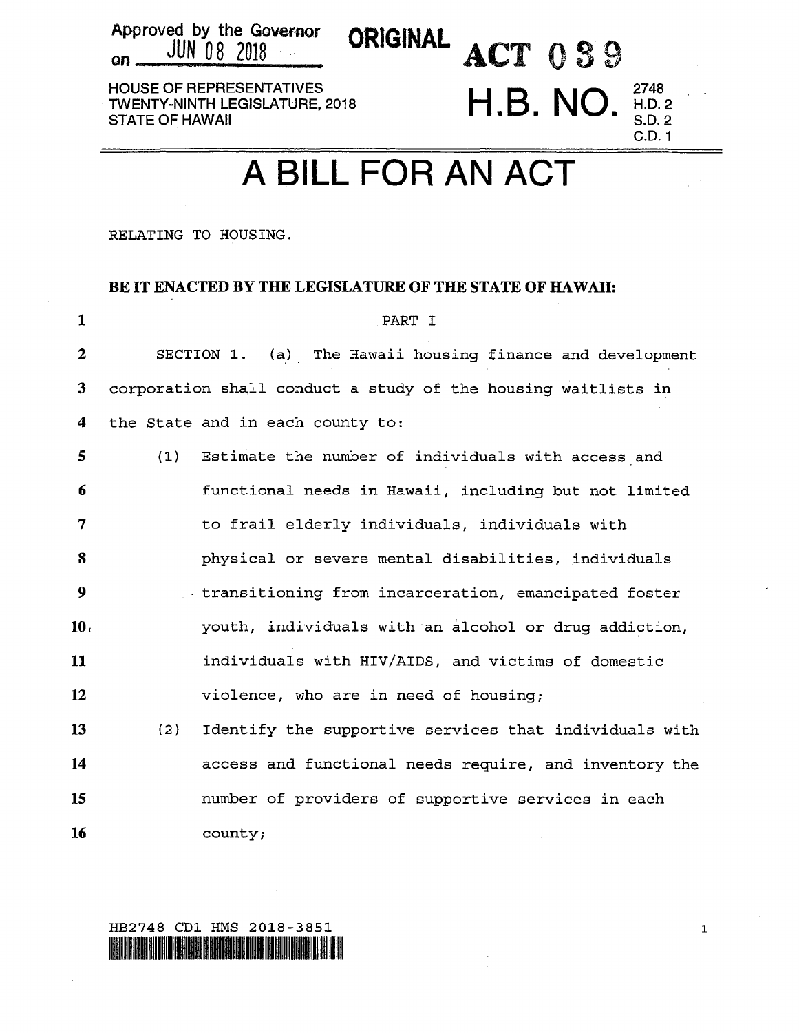Approved by the Governor on JUN 08 2018

**ORIGINAL**

**ACT 039**

HOUSE OF REPRESENTATIVES
TWENTY-NINTH LEGISLATURE, 2018
STATE OF HAWAII

**H.B. NO.** 2748 H.D. 2 S.D. 2 C.D. 1

# A BILL FOR AN ACT

RELATING TO HOUSING.

**BE IT ENACTED BY THE LEGISLATURE OF THE STATE OF HAWAII:**

PART I

SECTION 1. (a) The Hawaii housing finance and development corporation shall conduct a study of the housing waitlists in the State and in each county to:

(1) Estimate the number of individuals with access and functional needs in Hawaii, including but not limited to frail elderly individuals, individuals with physical or severe mental disabilities, individuals transitioning from incarceration, emancipated foster youth, individuals with an alcohol or drug addiction, individuals with HIV/AIDS, and victims of domestic violence, who are in need of housing;

(2) Identify the supportive services that individuals with access and functional needs require, and inventory the number of providers of supportive services in each county;

HB2748 CD1 HMS 2018-3851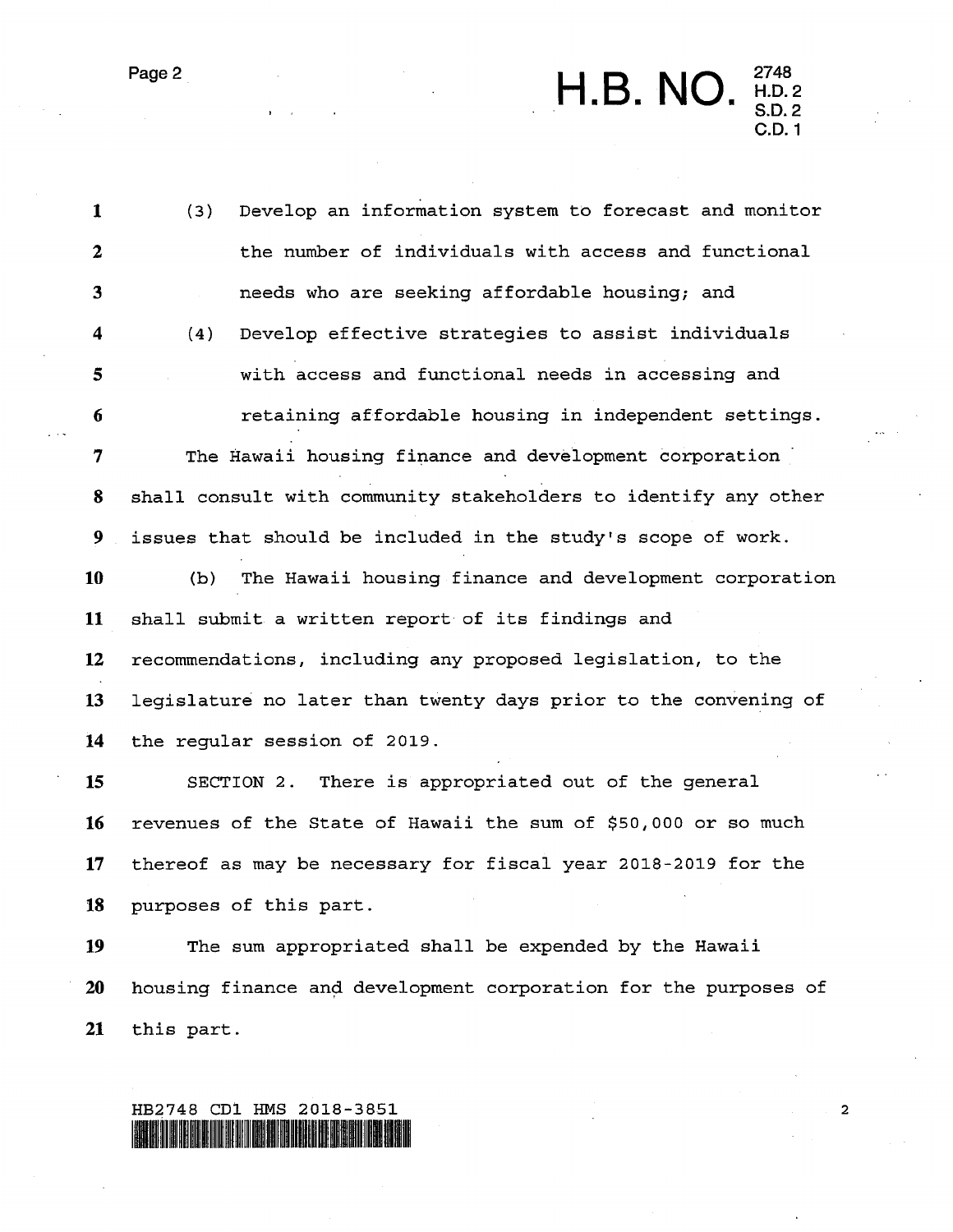(3) Develop an information system to forecast and monitor the number of individuals with access and functional needs who are seeking affordable housing; and

(4) Develop effective strategies to assist individuals with access and functional needs in accessing and retaining affordable housing in independent settings.

The Hawaii housing finance and development corporation shall consult with community stakeholders to identify any other issues that should be included in the study's scope of work.

(b) The Hawaii housing finance and development corporation shall submit a written report of its findings and recommendations, including any proposed legislation, to the legislature no later than twenty days prior to the convening of the regular session of 2019.

SECTION 2. There is appropriated out of the general revenues of the State of Hawaii the sum of $50,000 or so much thereof as may be necessary for fiscal year 2018-2019 for the purposes of this part.

The sum appropriated shall be expended by the Hawaii housing finance and development corporation for the purposes of this part.